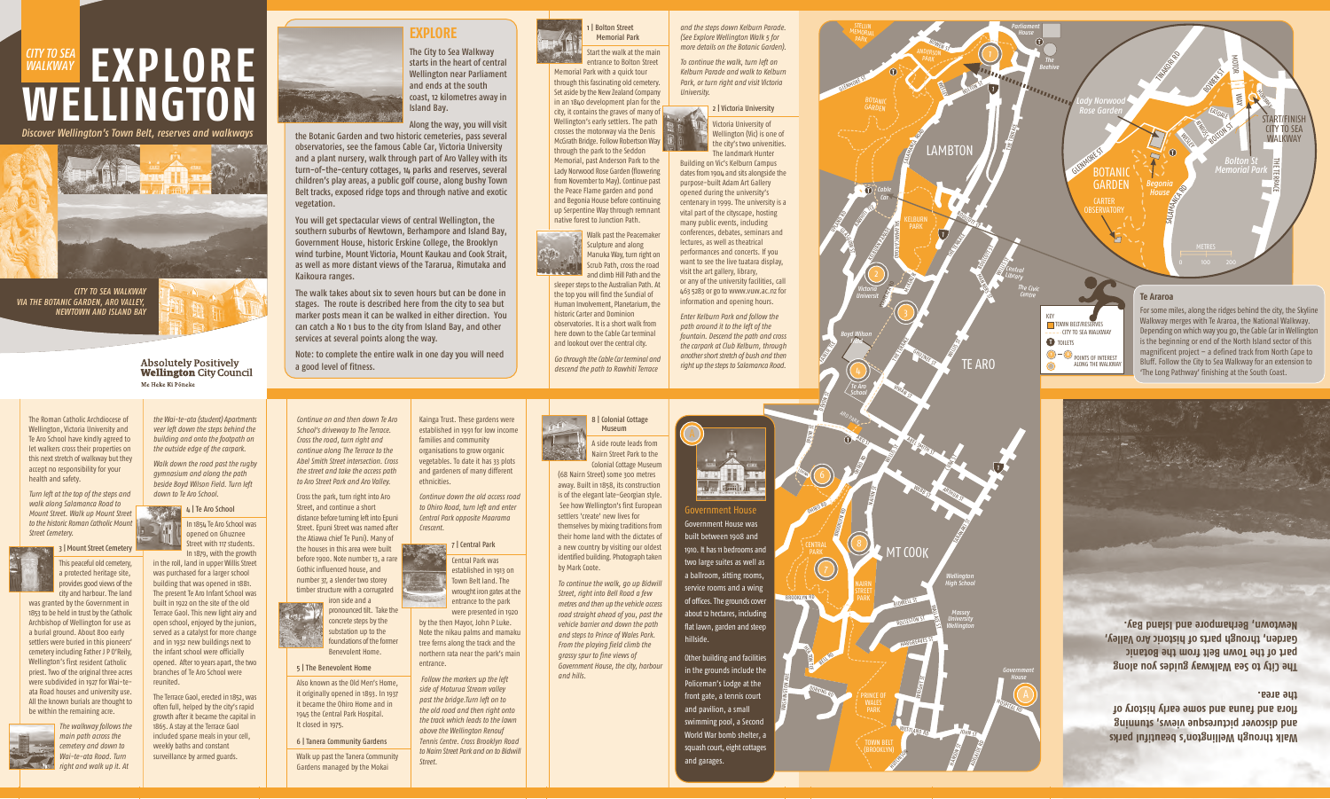# CITY TO SEA WALKWAY — EXPLORE WELLINGTON

*Discover Wellington's Town Belt, reserves and walkways*

*CITY TO SEA WALKWAY VIA THE BOTANIC GARDEN, ARO VALLEY, NEWTOWN AND ISLAND BAY*

**Absolutely Positively Wellington City Council**
Me Heke Ki Pōneke

## EXPLORE

The City to Sea Walkway starts in the heart of central Wellington near Parliament and ends at the south coast, 12 kilometres away in Island Bay.

Along the way, you will visit the Botanic Garden and two historic cemeteries, pass several observatories, see the famous Cable Car, Victoria University and a plant nursery, walk through part of Aro Valley with its turn-of-the-century cottages, 14 parks and reserves, several children's play areas, a public golf course, along bushy Town Belt tracks, exposed ridge tops and through native and exotic vegetation.

You will get spectacular views of central Wellington, the southern suburbs of Newtown, Berhampore and Island Bay, Government House, historic Erskine College, the Brooklyn wind turbine, Mount Victoria, Mount Kaukau and Cook Strait, as well as more distant views of the Tararua, Rimutaka and Kaikoura ranges.

The walk takes about six to seven hours but can be done in stages. The route is described here from the city to sea but marker posts mean it can be walked in either direction. You can catch a No 1 bus to the city from Island Bay, and other services at several points along the way.

Note: to complete the entire walk in one day you will need a good level of fitness.

### 1 | Bolton Street Memorial Park

Start the walk at the main entrance to Bolton Street Memorial Park with a quick tour through this fascinating old cemetery. Set aside by the New Zealand Company in an 1840 development plan for the city, it contains the graves of many of Wellington's early settlers. The path crosses the motorway via the Denis McGrath Bridge. Follow Robertson Way through the park to the Seddon Memorial, past Anderson Park to the Lady Norwood Rose Garden (flowering from November to May). Continue past the Peace Flame garden and pond and Begonia House before continuing up Serpentine Way through remnant native forest to Junction Path.

Walk past the Peacemaker Sculpture and along Manuka Way, turn right on Scrub Path, cross the road and climb Hill Path and the sleeper steps to the Australian Path. At the top you will find the Sundial of Human Involvement, Planetarium, the historic Carter and Dominion observatories. It is a short walk from here down to the Cable Car terminal and lookout over the central city.

*Go through the Cable Car terminal and descend the path to Rawhiti Terrace and the steps down Kelburn Parade. (See Explore Wellington Walk 5 for more details on the Botanic Garden).*

*To continue the walk, turn left on Kelburn Parade and walk to Kelburn Park, or turn right and visit Victoria University.*

### 2 | Victoria University

Victoria University of Wellington (Vic) is one of the city's two universities. The landmark Hunter Building on Vic's Kelburn Campus dates from 1904 and sits alongside the purpose-built Adam Art Gallery opened during the university's centenary in 1999. The university is a vital part of the cityscape, hosting many public events, including conferences, debates, seminars and lectures, as well as theatrical performances and concerts. If you want to see the live tuatara display, visit the art gallery, library, or any of the university facilities, call 463 5283 or go to www.vuw.ac.nz for information and opening hours.

*Enter Kelburn Park and follow the path around it to the left of the fountain. Descend the path and cross the carpark at Club Kelburn, through another short stretch of bush and then right up the steps to Salamanca Road.*

The Roman Catholic Archdiocese of Wellington, Victoria University and Te Aro School have kindly agreed to let walkers cross their properties on this next stretch of walkway but they accept no responsibility for your health and safety.

*Turn left at the top of the steps and walk along Salamanca Road to Mount Street. Walk up Mount Street to the historic Roman Catholic Mount Street Cemetery.*

### 3 | Mount Street Cemetery

This peaceful old cemetery, a protected heritage site, provides good views of the city and harbour. The land was granted by the Government in 1853 to be held in trust by the Catholic Archbishop of Wellington for use as a burial ground. About 800 early settlers were buried in this pioneers' cemetery including Father J P O'Reily, Wellington's first resident Catholic priest. Two of the original three acres were subdivided in 1927 for Wai-te-ata Road houses and university use. All the known burials are thought to be within the remaining acre.

*The walkway follows the main path across the cemetery and down to Wai-te-ata Road. Turn right and walk up it. At the Wai-te-ata (student) Apartments veer left down the steps behind the building and onto the footpath on the outside edge of the carpark.*

*Walk down the road past the rugby gymnasium and along the path beside Boyd Wilson Field. Turn left down to Te Aro School.*

### 4 | Te Aro School

In 1854 Te Aro School was opened on Ghuznee Street with 117 students. In 1879, with the growth in the roll, land in upper Willis Street was purchased for a larger school building that was opened in 1881. The present Te Aro Infant School was built in 1922 on the site of the old Terrace Gaol. This new light airy and open school, enjoyed by the juniors, served as a catalyst for more change and in 1932 new buildings next to the infant school were officially opened. After 10 years apart, the two branches of Te Aro School were reunited.

The Terrace Gaol, erected in 1852, was often full, helped by the city's rapid growth after it became the capital in 1865. A stay at the Terrace Gaol included sparse meals in your cell, weekly baths and constant surveillance by armed guards.

*Continue on and then down Te Aro School's driveway to The Terrace. Cross the road, turn right and continue along The Terrace to the Abel Smith Street intersection. Cross the street and take the access path to Aro Street Park and Aro Valley.*

Cross the park, turn right into Aro Street, and continue a short distance before turning left into Epuni Street. Epuni Street was named after the Atiawa chief Te Puni). Many of the houses in this area were built before 1900. Note number 13, a rare Gothic influenced house, and number 37, a slender two storey timber structure with a corrugated iron side and a pronounced tilt. Take the concrete steps by the substation up to the foundations of the former Benevolent Home.

### 5 | The Benevolent Home

Also known as the Old Men's Home, it originally opened in 1893. In 1937 it became the Ohiro Home and in 1945 the Central Park Hospital. It closed in 1975.

### 6 | Tanera Community Gardens

Walk up past the Tanera Community Gardens managed by the Mokai Kainga Trust. These gardens were established in 1991 for low income families and community organisations to grow organic vegetables. To date it has 33 plots and gardeners of many different ethnicities.

*Continue down the old access road to Ohiro Road, turn left and enter Central Park opposite Maarama Crescent.*

### 7 | Central Park

Central Park was established in 1913 on Town Belt land. The wrought iron gates at the entrance to the park were presented in 1920 by the then Mayor, John P Luke. Note the nikau palms and mamaku tree ferns along the track and the northern rata near the park's main entrance.

*Follow the markers up the left side of Maturua Stream valley past the bridge. Turn left on to the old road and then right onto the track which leads to the lawn above the Wellington Renouf Tennis Centre. Cross Brooklyn Road to Nairn Street Park and on to Bidwill Street.*

### 8 | Colonial Cottage Museum

A side route leads from Nairn Street Park to the Colonial Cottage Museum (68 Nairn Street) some 300 metres away. Built in 1858, its construction is of the elegant late-Georgian style. See how Wellington's first European settlers 'create' new lives for themselves by mixing traditions from their home land with the dictates of a new country by visiting our oldest identified building. Photograph taken by Mark Coote.

*To continue the walk, go up Bidwill Street, right into Bell Road a few metres and then up the vehicle access road straight ahead of you, past the vehicle barrier and down the path and steps to Prince of Wales Park. From the playing field climb the grassy spur to fine views of Government House, the city, harbour and hills.*

### Government House

Government House was built between 1908 and 1910. It has 11 bedrooms and two large suites as well as a ballroom, sitting rooms, service rooms and a wing of offices. The grounds cover about 12 hectares, including flat lawn, garden and steep hillside.

Other building and facilities in the grounds include the Policeman's Lodge at the front gate, a tennis court and pavilion, a small swimming pool, a Second World War bomb shelter, a squash court, eight cottages and garages.

### Te Araroa

For some miles, along the ridges behind the city, the Skyline Walkway merges with Te Araroa, the National Walkway. Depending on which way you go, the Cable Car in Wellington is the beginning or end of the North Island sector of this magnificent project – a defined track from North Cape to Bluff. Follow the City to Sea Walkway for an extension to 'The Long Pathway' finishing at the South Coast.

KEY
- Town belt/reserves
- City to Sea Walkway
- Toilets
- Points of interest along the walkway

**Walk through Wellington's beautiful parks and discover picturesque views, stunning flora and fauna and some early history of the area.**

**The City to Sea Walkway guides you along part of the Town Belt from the Botanic Garden, through parts of historic Aro Valley, Newtown, Berhampore and Island Bay.**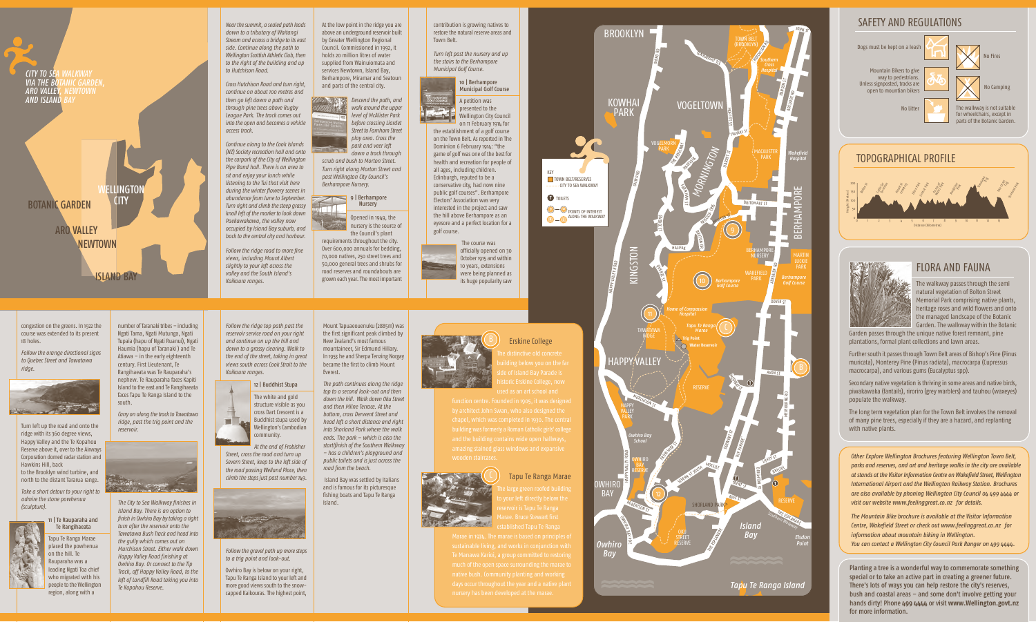CITY TO SEA WALKWAY VIA THE BOTANIC GARDEN, ARO VALLEY, NEWTOWN AND ISLAND BAY

BOTANIC GARDEN

WELLINGTON CITY

ARO VALLEY

NEWTOWN

ISLAND BAY

*Near the summit, a sealed path leads down to a tributary of Waitangi Stream and across a bridge to its east side. Continue along the path to Wellington Scottish Athletic Club, then to the right of the building and up to Hutchison Road.*

*Cross Hutchison Road and turn right, continue on about 100 metres and then go left down a path and through pine trees above Rugby League Park. The track comes out into the open and becomes a vehicle access track.*

*Continue along to the Cook Islands (NZ) Society recreation hall and onto the carpark of the City of Wellington Pipe Band hall. There is an area to sit and enjoy your lunch while listening to the Tui that visit here during the winter flowery scenes in abundance from June to September. Turn right and climb the steep grassy knoll left of the reservoir to look down Poekawkawa, the valley now occupied by Island Bay suburb, and back to the central city and harbour.*

*Follow the ridge road to more fine views, including Mount Albert slightly to your left across the valley and the South Island's Kaikoura ranges.*

At the low point in the ridge you are above an underground reservoir built by Greater Wellington Regional Council. Commissioned in 1992, it holds 20 million litres of water supplied from Wainuiomata and services Newtown, Island Bay, Berhampore, Miramar and Seatoun and parts of the central city.

*Descend the path, and walk around the upper level of McAlister Park before crossing Liardet Street to Farnham Street play area. Cross the park and veer left down a track through scrub and bush to Morton Street. Turn right along Morton Street and past Wellington City Council's Berhampore Nursery.*

### 9 | Berhampore Nursery

Opened in 1949, the nursery is the source of the council's plant requirements throughout the city. Over 600,000 annuals for bedding, 70,000 natives, 250 street trees and 50,000 general trees and shrubs for road reserves and roundabouts are grown each year. The most important contribution is growing natives to restore the natural reserve areas and Town Belt.

*Turn left past the nursery and up the stairs to the Berhampore Municipal Golf Course.*

### 10 | Berhampore Municipal Golf Course

A petition was presented to the Wellington City Council on 11 February 1914 for the establishment of a golf course on the Town Belt. As reported in The Dominion 6 February 1914: "the game of golf was one of the best for health and recreation for people of all ages, including children. Edinburgh, reputed to be a conservative city, had now nine public golf courses". Berhampore Electors' Association was very interested in the project and saw the hill above Berhampore as an eyesore and a perfect location for a golf course.

The course was officially opened on 30 October 1915 and within 10 years, extensions were being planned as its huge popularity saw congestion on the greens. In 1922 the course was extended to its present 18 holes.

*Follow the orange directional signs to Quebec Street and Tawatawa ridge.*

Turn left up the road and onto the ridge with its 360 degree views, Happy Valley and the Te Kopahou Reserve above it, over to the Airways Corporation domed radar station and Hawkins Hill, back to the Brooklyn wind turbine, and north to the distant Tararua range.

*Take a short detour to your right to admire the stone pouhenua (sculpture).*

### 11 | Te Rauparaha and Te Rangihaeata

Tapu Te Ranga Marae placed the pouhenua on the hill. Te Rauparaha was a leading Ngati Toa chief who migrated with his people to the Wellington region, along with a number of Taranaki tribes – including Ngati Tama, Ngati Mutunga, Ngati Tupaia (hapu of Ngati Ruanui), Ngati Haumia (hapu of Taranaki ) and Te Atiawa – in the early eighteenth century. First Lieutenant, Te Rangihaeata was Te Rauparaha's nephew. Te Rauparaha faces Kapiti Island to the east and Te Rangihaeata faces Tapu Te Ranga Island to the south.

*Carry on along the track to Tawatawa ridge, past the trig point and the reservoir.*

*The City to Sea Walkway finishes in Island Bay. There is an option to finish in Owhiro Bay by taking a right turn after the reservoir onto the Tawatawa Bush Track and head into the gully which comes out on Murchison Street. Either walk down Happy Valley Road finishing at Owhiro Bay. Or connect to the Tip Track, off Happy Valley Road, to the left of Landfill Road taking you into Te Kopahou Reserve.*

*Follow the ridge top path past the reservoir service road on your right and continue on up the hill and down to a grassy clearing. Walk to the end of the street, taking in great views south across Cook Strait to the Kaikoura ranges.*

### 12 | Buddhist Stupa

The white and gold structure visible as you cross Dart Crescent is a Buddhist stupa used by Wellington's Cambodian community.

*At the end of Frobisher Street, cross the road and turn up Severn Street, keep to the left side of the road passing Welland Place, then climb the steps just past number 149.*

*Follow the gravel path up more steps to a trig point and look-out.*

Owhiro Bay is below on your right, Tapu Te Ranga Island to your left and more good views south to the snow-capped Kaikouras. The highest point, Mount Tapuaeouenuku (2885m) was the first significant peak climbed by New Zealand's most famous mountaineer, Sir Edmund Hillary. In 1953 he and Sherpa Tenzing Norgay became the first to climb Mount Everest.

*The path continues along the ridge top to a second look-out and then down the hill. Walk down Oku Street and then Milne Terrace. At the bottom, cross Derwent Street and head left a short distance and right into Shorland Park where the walk ends. The park – which is also the start/finish of the Southern Walkway – has a children's playground and public toilets and is just across the road from the beach.*

Island Bay was settled by Italians and is famous for its picturesque fishing boats and Tapu Te Ranga Island.

### B | Erskine College

The distinctive old concrete building below you on the far side of Island Bay Parade is historic Erskine College, now used as an art school and function centre. Founded in 1905, it was designed by architect John Swan, who also designed the chapel, which was completed in 1930. The central building was formerly a Roman Catholic girls' college and the building contains wide open hallways, amazing stained glass windows and expansive wooden staircases.

### C | Tapu Te Ranga Marae

The large green roofed building to your left directly below the reservoir is Tapu Te Ranga Marae. Bruce Stewart first established Tapu Te Ranga Marae in 1974. The marae is based on principles of sustainable living, and works in conjunction with Te Manawa Karioi, a group committed to restoring much of the open space surrounding the marae to native bush. Community planting and working days occur throughout the year and a native plant nursery has been developed at the marae.

KEY
TOWN BELT/RESERVES
CITY TO SEA WALKWAY
TOILETS
POINTS OF INTEREST ALONG THE WALKWAY

## SAFETY AND REGULATIONS

Dogs must be kept on a leash

No Fires

Mountain Bikers to give way to pedestrians. Unless signposted, tracks are open to mountain bikers

No Camping

No Litter

The walkway is not suitable for wheelchairs, except in parts of the Botanic Garden.

## TOPOGRAPHICAL PROFILE

Height (metres)

Distance (Kilometres)

## FLORA AND FAUNA

The walkway passes through the semi natural vegetation of Bolton Street Memorial Park comprising native plants, heritage roses and wild flowers and onto the managed landscape of the Botanic Garden. The walkway within the Botanic Garden passes through the unique native forest remnant, pine plantations, formal plant collections and lawn areas.

Further south it passes through Town Belt areas of Bishop's Pine (Pinus muricata), Monterey Pine (Pinus radiata), macrocarpa (Cupressus macrocarpa), and various gums (Eucalyptus spp).

Secondary native vegetation is thriving in some areas and native birds, piwakawaka (fantails), riroriro (grey warblers) and tauhou (waxeyes) populate the walkway.

The long term vegetation plan for the Town Belt involves the removal of many pine trees, especially if they are a hazard, and replanting with native plants.

*Other Explore Wellington Brochures featuring Wellington Town Belt, parks and reserves, and art and heritage walks in the city are available at stands at the Visitor Information Centre on Wakefield Street, Wellington International Airport and the Wellington Railway Station. Brochures are also available by phoning Wellington City Council 04 499 4444 or visit our website www.feelinggreat.co.nz for details.*

*The Mountain Bike brochure is available at the Visitor Information Centre, Wakefield Street or check out www.feelinggreat.co.nz for information about mountain biking in Wellington. You can contact a Wellington City Council Park Ranger on 499 4444.*

**Planting a tree is a wonderful way to commemorate something special or to take an active part in creating a greener future. There's lots of ways you can help restore the city's reserves, bush and coastal areas – and some don't involve getting your hands dirty! Phone 499 4444 or visit www.Wellington.govt.nz for more information.**